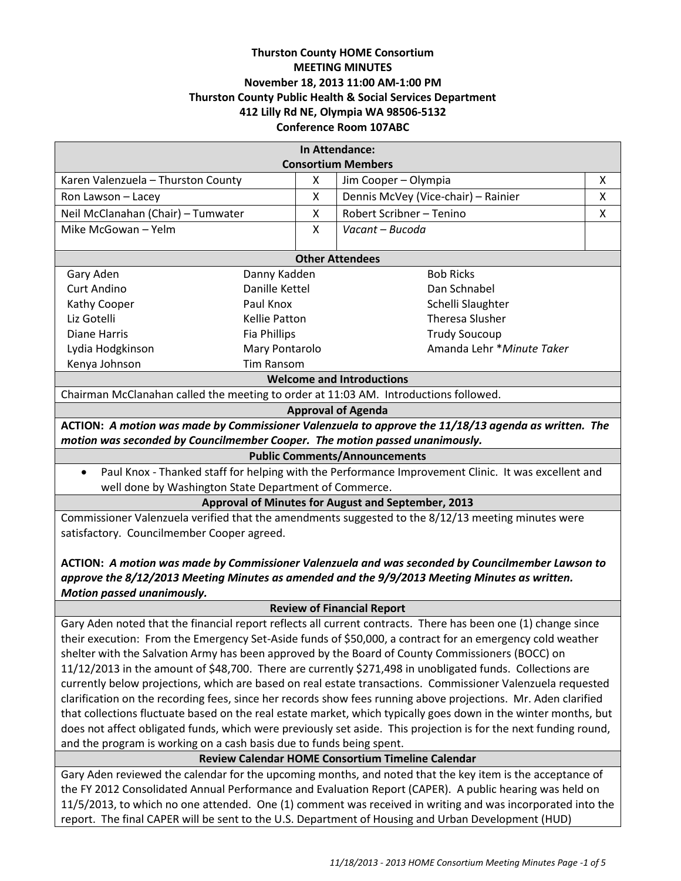**Thurston County HOME Consortium**
**MEETING MINUTES**
**November 18, 2013 11:00 AM-1:00 PM**
**Thurston County Public Health & Social Services Department**
**412 Lilly Rd NE, Olympia WA 98506-5132**
**Conference Room 107ABC**

**In Attendance:**
**Consortium Members**

| Member | | Member | |
|---|---|---|---|
| Karen Valenzuela – Thurston County | X | Jim Cooper – Olympia | X |
| Ron Lawson – Lacey | X | Dennis McVey (Vice-chair) – Rainier | X |
| Neil McClanahan (Chair) – Tumwater | X | Robert Scribner – Tenino | X |
| Mike McGowan – Yelm | X | *Vacant – Bucoda* | |

**Other Attendees**

| | | |
|---|---|---|
| Gary Aden | Danny Kadden | Bob Ricks |
| Curt Andino | Danille Kettel | Dan Schnabel |
| Kathy Cooper | Paul Knox | Schelli Slaughter |
| Liz Gotelli | Kellie Patton | Theresa Slusher |
| Diane Harris | Fia Phillips | Trudy Soucoup |
| Lydia Hodgkinson | Mary Pontarolo | Amanda Lehr **Minute Taker* |
| Kenya Johnson | Tim Ransom | |

**Welcome and Introductions**

Chairman McClanahan called the meeting to order at 11:03 AM. Introductions followed.

**Approval of Agenda**

***ACTION:** A motion was made by Commissioner Valenzuela to approve the 11/18/13 agenda as written. The motion was seconded by Councilmember Cooper. The motion passed unanimously.*

**Public Comments/Announcements**

- Paul Knox - Thanked staff for helping with the Performance Improvement Clinic. It was excellent and well done by Washington State Department of Commerce.

**Approval of Minutes for August and September, 2013**

Commissioner Valenzuela verified that the amendments suggested to the 8/12/13 meeting minutes were satisfactory. Councilmember Cooper agreed.

***ACTION:** A motion was made by Commissioner Valenzuela and was seconded by Councilmember Lawson to approve the 8/12/2013 Meeting Minutes as amended and the 9/9/2013 Meeting Minutes as written. Motion passed unanimously.*

**Review of Financial Report**

Gary Aden noted that the financial report reflects all current contracts. There has been one (1) change since their execution: From the Emergency Set-Aside funds of $50,000, a contract for an emergency cold weather shelter with the Salvation Army has been approved by the Board of County Commissioners (BOCC) on 11/12/2013 in the amount of $48,700. There are currently $271,498 in unobligated funds. Collections are currently below projections, which are based on real estate transactions. Commissioner Valenzuela requested clarification on the recording fees, since her records show fees running above projections. Mr. Aden clarified that collections fluctuate based on the real estate market, which typically goes down in the winter months, but does not affect obligated funds, which were previously set aside. This projection is for the next funding round, and the program is working on a cash basis due to funds being spent.

**Review Calendar HOME Consortium Timeline Calendar**

Gary Aden reviewed the calendar for the upcoming months, and noted that the key item is the acceptance of the FY 2012 Consolidated Annual Performance and Evaluation Report (CAPER). A public hearing was held on 11/5/2013, to which no one attended. One (1) comment was received in writing and was incorporated into the report. The final CAPER will be sent to the U.S. Department of Housing and Urban Development (HUD)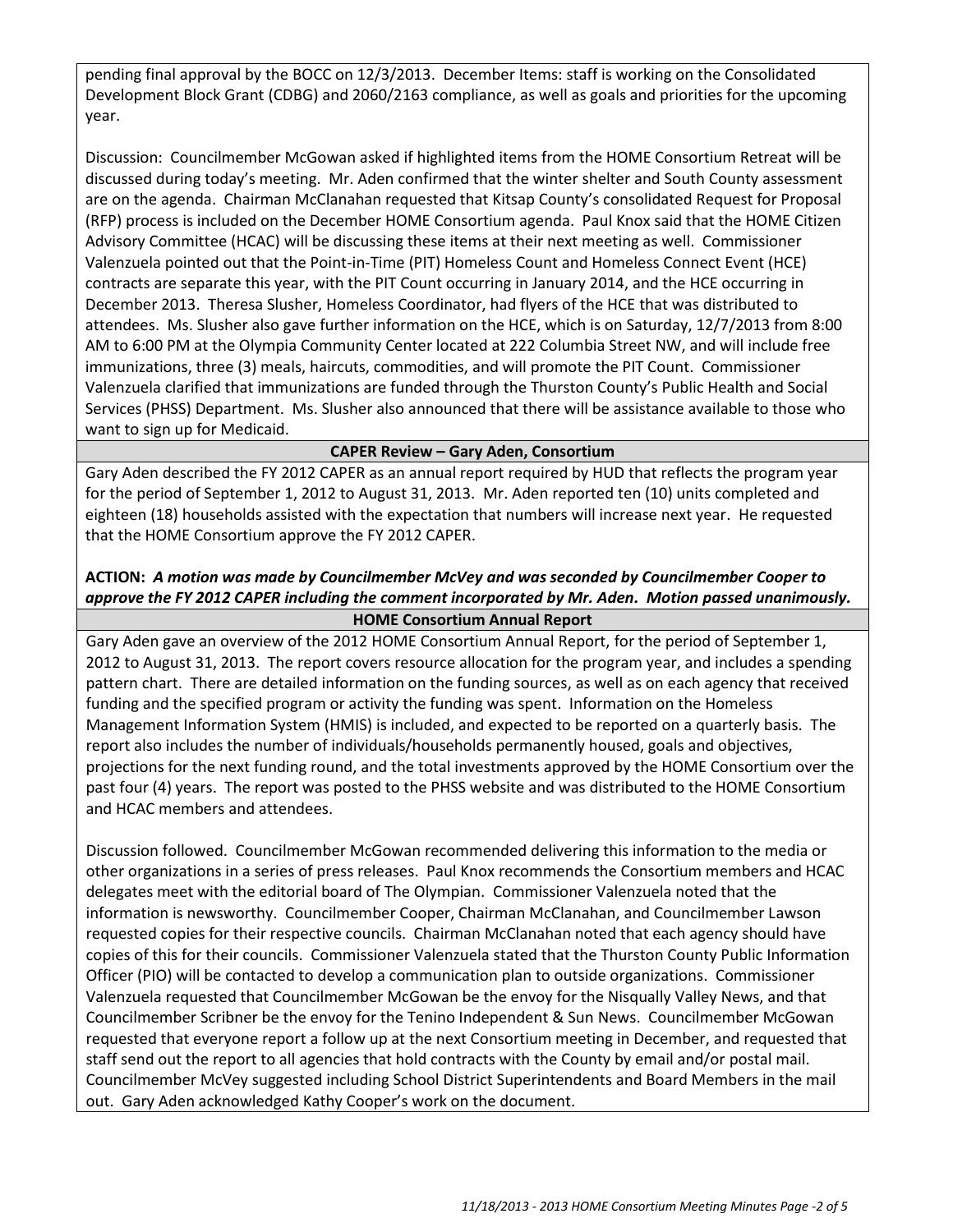pending final approval by the BOCC on 12/3/2013. December Items: staff is working on the Consolidated Development Block Grant (CDBG) and 2060/2163 compliance, as well as goals and priorities for the upcoming year.

Discussion: Councilmember McGowan asked if highlighted items from the HOME Consortium Retreat will be discussed during today's meeting. Mr. Aden confirmed that the winter shelter and South County assessment are on the agenda. Chairman McClanahan requested that Kitsap County's consolidated Request for Proposal (RFP) process is included on the December HOME Consortium agenda. Paul Knox said that the HOME Citizen Advisory Committee (HCAC) will be discussing these items at their next meeting as well. Commissioner Valenzuela pointed out that the Point-in-Time (PIT) Homeless Count and Homeless Connect Event (HCE) contracts are separate this year, with the PIT Count occurring in January 2014, and the HCE occurring in December 2013. Theresa Slusher, Homeless Coordinator, had flyers of the HCE that was distributed to attendees. Ms. Slusher also gave further information on the HCE, which is on Saturday, 12/7/2013 from 8:00 AM to 6:00 PM at the Olympia Community Center located at 222 Columbia Street NW, and will include free immunizations, three (3) meals, haircuts, commodities, and will promote the PIT Count. Commissioner Valenzuela clarified that immunizations are funded through the Thurston County's Public Health and Social Services (PHSS) Department. Ms. Slusher also announced that there will be assistance available to those who want to sign up for Medicaid.

**CAPER Review – Gary Aden, Consortium**

Gary Aden described the FY 2012 CAPER as an annual report required by HUD that reflects the program year for the period of September 1, 2012 to August 31, 2013. Mr. Aden reported ten (10) units completed and eighteen (18) households assisted with the expectation that numbers will increase next year. He requested that the HOME Consortium approve the FY 2012 CAPER.

**ACTION:** ***A motion was made by Councilmember McVey and was seconded by Councilmember Cooper to approve the FY 2012 CAPER including the comment incorporated by Mr. Aden. Motion passed unanimously.***

**HOME Consortium Annual Report**

Gary Aden gave an overview of the 2012 HOME Consortium Annual Report, for the period of September 1, 2012 to August 31, 2013. The report covers resource allocation for the program year, and includes a spending pattern chart. There are detailed information on the funding sources, as well as on each agency that received funding and the specified program or activity the funding was spent. Information on the Homeless Management Information System (HMIS) is included, and expected to be reported on a quarterly basis. The report also includes the number of individuals/households permanently housed, goals and objectives, projections for the next funding round, and the total investments approved by the HOME Consortium over the past four (4) years. The report was posted to the PHSS website and was distributed to the HOME Consortium and HCAC members and attendees.

Discussion followed. Councilmember McGowan recommended delivering this information to the media or other organizations in a series of press releases. Paul Knox recommends the Consortium members and HCAC delegates meet with the editorial board of The Olympian. Commissioner Valenzuela noted that the information is newsworthy. Councilmember Cooper, Chairman McClanahan, and Councilmember Lawson requested copies for their respective councils. Chairman McClanahan noted that each agency should have copies of this for their councils. Commissioner Valenzuela stated that the Thurston County Public Information Officer (PIO) will be contacted to develop a communication plan to outside organizations. Commissioner Valenzuela requested that Councilmember McGowan be the envoy for the Nisqually Valley News, and that Councilmember Scribner be the envoy for the Tenino Independent & Sun News. Councilmember McGowan requested that everyone report a follow up at the next Consortium meeting in December, and requested that staff send out the report to all agencies that hold contracts with the County by email and/or postal mail. Councilmember McVey suggested including School District Superintendents and Board Members in the mail out. Gary Aden acknowledged Kathy Cooper's work on the document.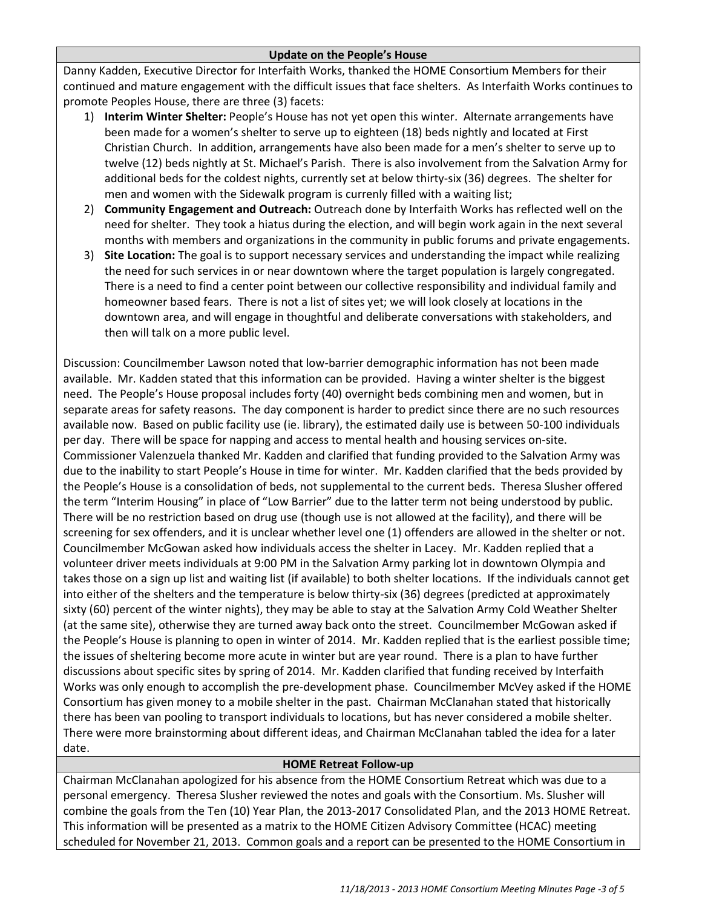## Update on the People's House

Danny Kadden, Executive Director for Interfaith Works, thanked the HOME Consortium Members for their continued and mature engagement with the difficult issues that face shelters. As Interfaith Works continues to promote Peoples House, there are three (3) facets:

1) **Interim Winter Shelter:** People's House has not yet open this winter. Alternate arrangements have been made for a women's shelter to serve up to eighteen (18) beds nightly and located at First Christian Church. In addition, arrangements have also been made for a men's shelter to serve up to twelve (12) beds nightly at St. Michael's Parish. There is also involvement from the Salvation Army for additional beds for the coldest nights, currently set at below thirty-six (36) degrees. The shelter for men and women with the Sidewalk program is currenly filled with a waiting list;
2) **Community Engagement and Outreach:** Outreach done by Interfaith Works has reflected well on the need for shelter. They took a hiatus during the election, and will begin work again in the next several months with members and organizations in the community in public forums and private engagements.
3) **Site Location:** The goal is to support necessary services and understanding the impact while realizing the need for such services in or near downtown where the target population is largely congregated. There is a need to find a center point between our collective responsibility and individual family and homeowner based fears. There is not a list of sites yet; we will look closely at locations in the downtown area, and will engage in thoughtful and deliberate conversations with stakeholders, and then will talk on a more public level.

Discussion: Councilmember Lawson noted that low-barrier demographic information has not been made available. Mr. Kadden stated that this information can be provided. Having a winter shelter is the biggest need. The People's House proposal includes forty (40) overnight beds combining men and women, but in separate areas for safety reasons. The day component is harder to predict since there are no such resources available now. Based on public facility use (ie. library), the estimated daily use is between 50-100 individuals per day. There will be space for napping and access to mental health and housing services on-site. Commissioner Valenzuela thanked Mr. Kadden and clarified that funding provided to the Salvation Army was due to the inability to start People's House in time for winter. Mr. Kadden clarified that the beds provided by the People's House is a consolidation of beds, not supplemental to the current beds. Theresa Slusher offered the term "Interim Housing" in place of "Low Barrier" due to the latter term not being understood by public. There will be no restriction based on drug use (though use is not allowed at the facility), and there will be screening for sex offenders, and it is unclear whether level one (1) offenders are allowed in the shelter or not. Councilmember McGowan asked how individuals access the shelter in Lacey. Mr. Kadden replied that a volunteer driver meets individuals at 9:00 PM in the Salvation Army parking lot in downtown Olympia and takes those on a sign up list and waiting list (if available) to both shelter locations. If the individuals cannot get into either of the shelters and the temperature is below thirty-six (36) degrees (predicted at approximately sixty (60) percent of the winter nights), they may be able to stay at the Salvation Army Cold Weather Shelter (at the same site), otherwise they are turned away back onto the street. Councilmember McGowan asked if the People's House is planning to open in winter of 2014. Mr. Kadden replied that is the earliest possible time; the issues of sheltering become more acute in winter but are year round. There is a plan to have further discussions about specific sites by spring of 2014. Mr. Kadden clarified that funding received by Interfaith Works was only enough to accomplish the pre-development phase. Councilmember McVey asked if the HOME Consortium has given money to a mobile shelter in the past. Chairman McClanahan stated that historically there has been van pooling to transport individuals to locations, but has never considered a mobile shelter. There were more brainstorming about different ideas, and Chairman McClanahan tabled the idea for a later date.

## HOME Retreat Follow-up

Chairman McClanahan apologized for his absence from the HOME Consortium Retreat which was due to a personal emergency. Theresa Slusher reviewed the notes and goals with the Consortium. Ms. Slusher will combine the goals from the Ten (10) Year Plan, the 2013-2017 Consolidated Plan, and the 2013 HOME Retreat. This information will be presented as a matrix to the HOME Citizen Advisory Committee (HCAC) meeting scheduled for November 21, 2013. Common goals and a report can be presented to the HOME Consortium in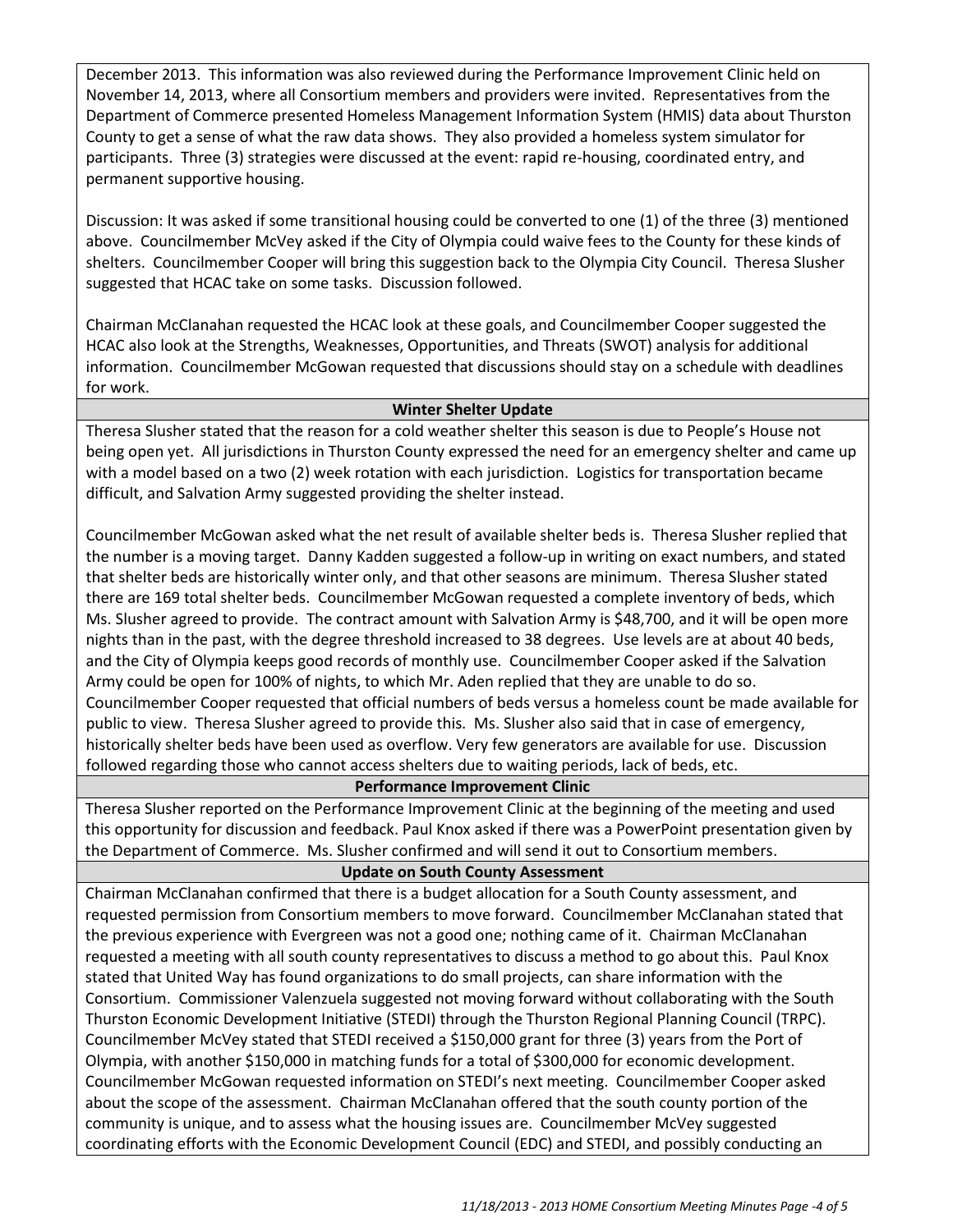December 2013. This information was also reviewed during the Performance Improvement Clinic held on November 14, 2013, where all Consortium members and providers were invited. Representatives from the Department of Commerce presented Homeless Management Information System (HMIS) data about Thurston County to get a sense of what the raw data shows. They also provided a homeless system simulator for participants. Three (3) strategies were discussed at the event: rapid re-housing, coordinated entry, and permanent supportive housing.

Discussion: It was asked if some transitional housing could be converted to one (1) of the three (3) mentioned above. Councilmember McVey asked if the City of Olympia could waive fees to the County for these kinds of shelters. Councilmember Cooper will bring this suggestion back to the Olympia City Council. Theresa Slusher suggested that HCAC take on some tasks. Discussion followed.

Chairman McClanahan requested the HCAC look at these goals, and Councilmember Cooper suggested the HCAC also look at the Strengths, Weaknesses, Opportunities, and Threats (SWOT) analysis for additional information. Councilmember McGowan requested that discussions should stay on a schedule with deadlines for work.

**Winter Shelter Update**

Theresa Slusher stated that the reason for a cold weather shelter this season is due to People's House not being open yet. All jurisdictions in Thurston County expressed the need for an emergency shelter and came up with a model based on a two (2) week rotation with each jurisdiction. Logistics for transportation became difficult, and Salvation Army suggested providing the shelter instead.

Councilmember McGowan asked what the net result of available shelter beds is. Theresa Slusher replied that the number is a moving target. Danny Kadden suggested a follow-up in writing on exact numbers, and stated that shelter beds are historically winter only, and that other seasons are minimum. Theresa Slusher stated there are 169 total shelter beds. Councilmember McGowan requested a complete inventory of beds, which Ms. Slusher agreed to provide. The contract amount with Salvation Army is $48,700, and it will be open more nights than in the past, with the degree threshold increased to 38 degrees. Use levels are at about 40 beds, and the City of Olympia keeps good records of monthly use. Councilmember Cooper asked if the Salvation Army could be open for 100% of nights, to which Mr. Aden replied that they are unable to do so. Councilmember Cooper requested that official numbers of beds versus a homeless count be made available for public to view. Theresa Slusher agreed to provide this. Ms. Slusher also said that in case of emergency, historically shelter beds have been used as overflow. Very few generators are available for use. Discussion followed regarding those who cannot access shelters due to waiting periods, lack of beds, etc.

**Performance Improvement Clinic**

Theresa Slusher reported on the Performance Improvement Clinic at the beginning of the meeting and used this opportunity for discussion and feedback. Paul Knox asked if there was a PowerPoint presentation given by the Department of Commerce. Ms. Slusher confirmed and will send it out to Consortium members.

**Update on South County Assessment**

Chairman McClanahan confirmed that there is a budget allocation for a South County assessment, and requested permission from Consortium members to move forward. Councilmember McClanahan stated that the previous experience with Evergreen was not a good one; nothing came of it. Chairman McClanahan requested a meeting with all south county representatives to discuss a method to go about this. Paul Knox stated that United Way has found organizations to do small projects, can share information with the Consortium. Commissioner Valenzuela suggested not moving forward without collaborating with the South Thurston Economic Development Initiative (STEDI) through the Thurston Regional Planning Council (TRPC). Councilmember McVey stated that STEDI received a $150,000 grant for three (3) years from the Port of Olympia, with another $150,000 in matching funds for a total of $300,000 for economic development. Councilmember McGowan requested information on STEDI's next meeting. Councilmember Cooper asked about the scope of the assessment. Chairman McClanahan offered that the south county portion of the community is unique, and to assess what the housing issues are. Councilmember McVey suggested coordinating efforts with the Economic Development Council (EDC) and STEDI, and possibly conducting an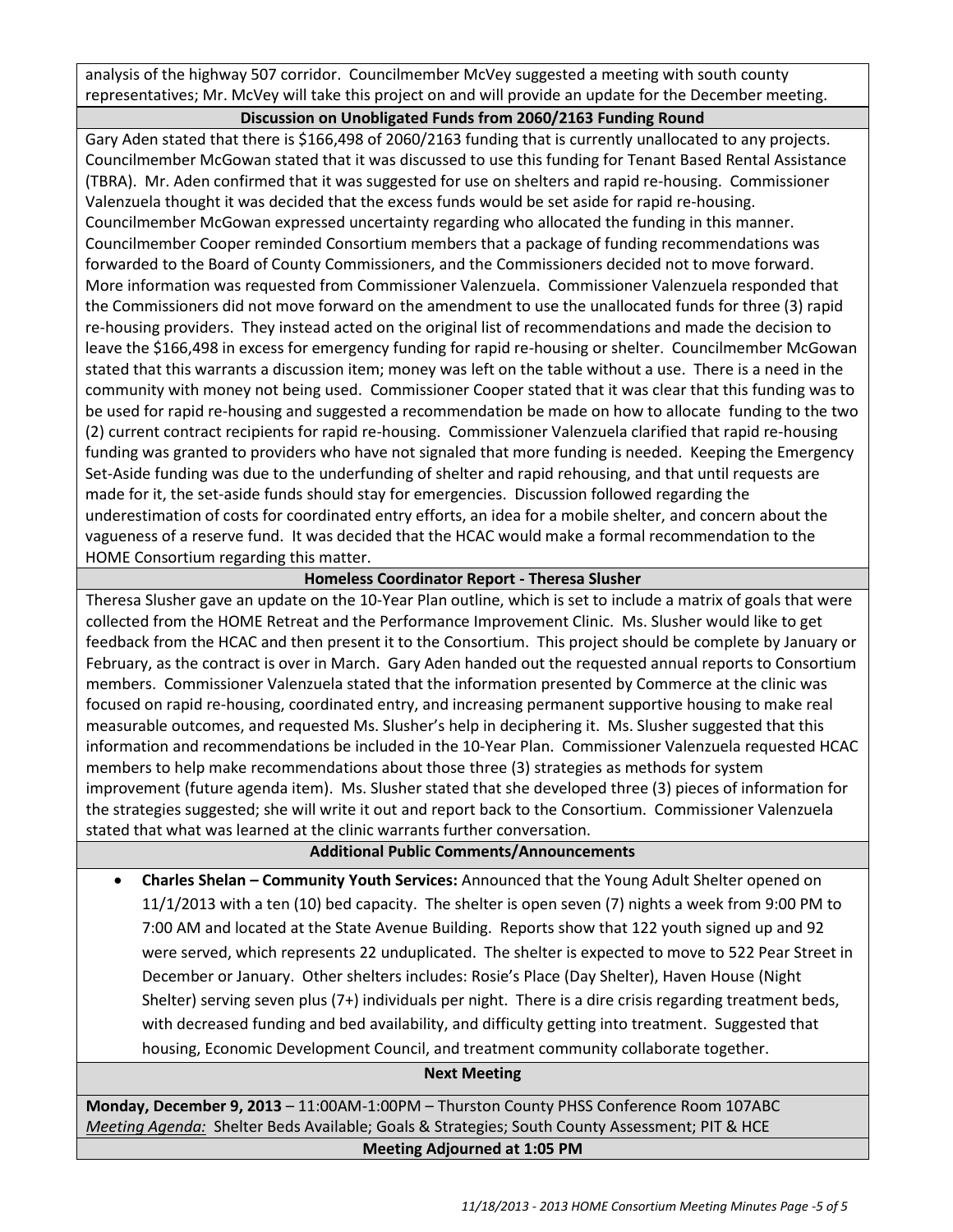analysis of the highway 507 corridor. Councilmember McVey suggested a meeting with south county representatives; Mr. McVey will take this project on and will provide an update for the December meeting.

**Discussion on Unobligated Funds from 2060/2163 Funding Round**

Gary Aden stated that there is $166,498 of 2060/2163 funding that is currently unallocated to any projects. Councilmember McGowan stated that it was discussed to use this funding for Tenant Based Rental Assistance (TBRA). Mr. Aden confirmed that it was suggested for use on shelters and rapid re-housing. Commissioner Valenzuela thought it was decided that the excess funds would be set aside for rapid re-housing. Councilmember McGowan expressed uncertainty regarding who allocated the funding in this manner. Councilmember Cooper reminded Consortium members that a package of funding recommendations was forwarded to the Board of County Commissioners, and the Commissioners decided not to move forward. More information was requested from Commissioner Valenzuela. Commissioner Valenzuela responded that the Commissioners did not move forward on the amendment to use the unallocated funds for three (3) rapid re-housing providers. They instead acted on the original list of recommendations and made the decision to leave the $166,498 in excess for emergency funding for rapid re-housing or shelter. Councilmember McGowan stated that this warrants a discussion item; money was left on the table without a use. There is a need in the community with money not being used. Commissioner Cooper stated that it was clear that this funding was to be used for rapid re-housing and suggested a recommendation be made on how to allocate funding to the two (2) current contract recipients for rapid re-housing. Commissioner Valenzuela clarified that rapid re-housing funding was granted to providers who have not signaled that more funding is needed. Keeping the Emergency Set-Aside funding was due to the underfunding of shelter and rapid rehousing, and that until requests are made for it, the set-aside funds should stay for emergencies. Discussion followed regarding the underestimation of costs for coordinated entry efforts, an idea for a mobile shelter, and concern about the vagueness of a reserve fund. It was decided that the HCAC would make a formal recommendation to the HOME Consortium regarding this matter.

**Homeless Coordinator Report - Theresa Slusher**

Theresa Slusher gave an update on the 10-Year Plan outline, which is set to include a matrix of goals that were collected from the HOME Retreat and the Performance Improvement Clinic. Ms. Slusher would like to get feedback from the HCAC and then present it to the Consortium. This project should be complete by January or February, as the contract is over in March. Gary Aden handed out the requested annual reports to Consortium members. Commissioner Valenzuela stated that the information presented by Commerce at the clinic was focused on rapid re-housing, coordinated entry, and increasing permanent supportive housing to make real measurable outcomes, and requested Ms. Slusher's help in deciphering it. Ms. Slusher suggested that this information and recommendations be included in the 10-Year Plan. Commissioner Valenzuela requested HCAC members to help make recommendations about those three (3) strategies as methods for system improvement (future agenda item). Ms. Slusher stated that she developed three (3) pieces of information for the strategies suggested; she will write it out and report back to the Consortium. Commissioner Valenzuela stated that what was learned at the clinic warrants further conversation.

**Additional Public Comments/Announcements**

- **Charles Shelan – Community Youth Services:** Announced that the Young Adult Shelter opened on 11/1/2013 with a ten (10) bed capacity. The shelter is open seven (7) nights a week from 9:00 PM to 7:00 AM and located at the State Avenue Building. Reports show that 122 youth signed up and 92 were served, which represents 22 unduplicated. The shelter is expected to move to 522 Pear Street in December or January. Other shelters includes: Rosie's Place (Day Shelter), Haven House (Night Shelter) serving seven plus (7+) individuals per night. There is a dire crisis regarding treatment beds, with decreased funding and bed availability, and difficulty getting into treatment. Suggested that housing, Economic Development Council, and treatment community collaborate together.

**Next Meeting**

**Monday, December 9, 2013** – 11:00AM-1:00PM – Thurston County PHSS Conference Room 107ABC
*Meeting Agenda:* Shelter Beds Available; Goals & Strategies; South County Assessment; PIT & HCE

**Meeting Adjourned at 1:05 PM**